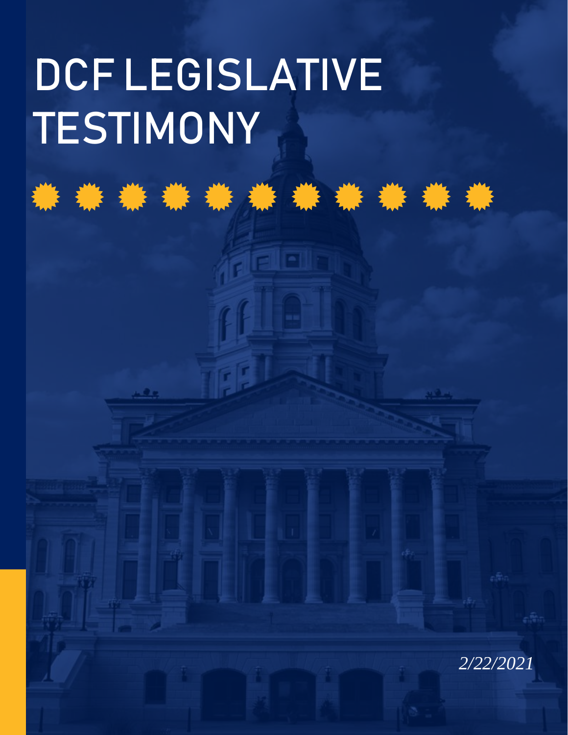# DCF LEGISLATIVE TESTIMONY

*2/22/2021*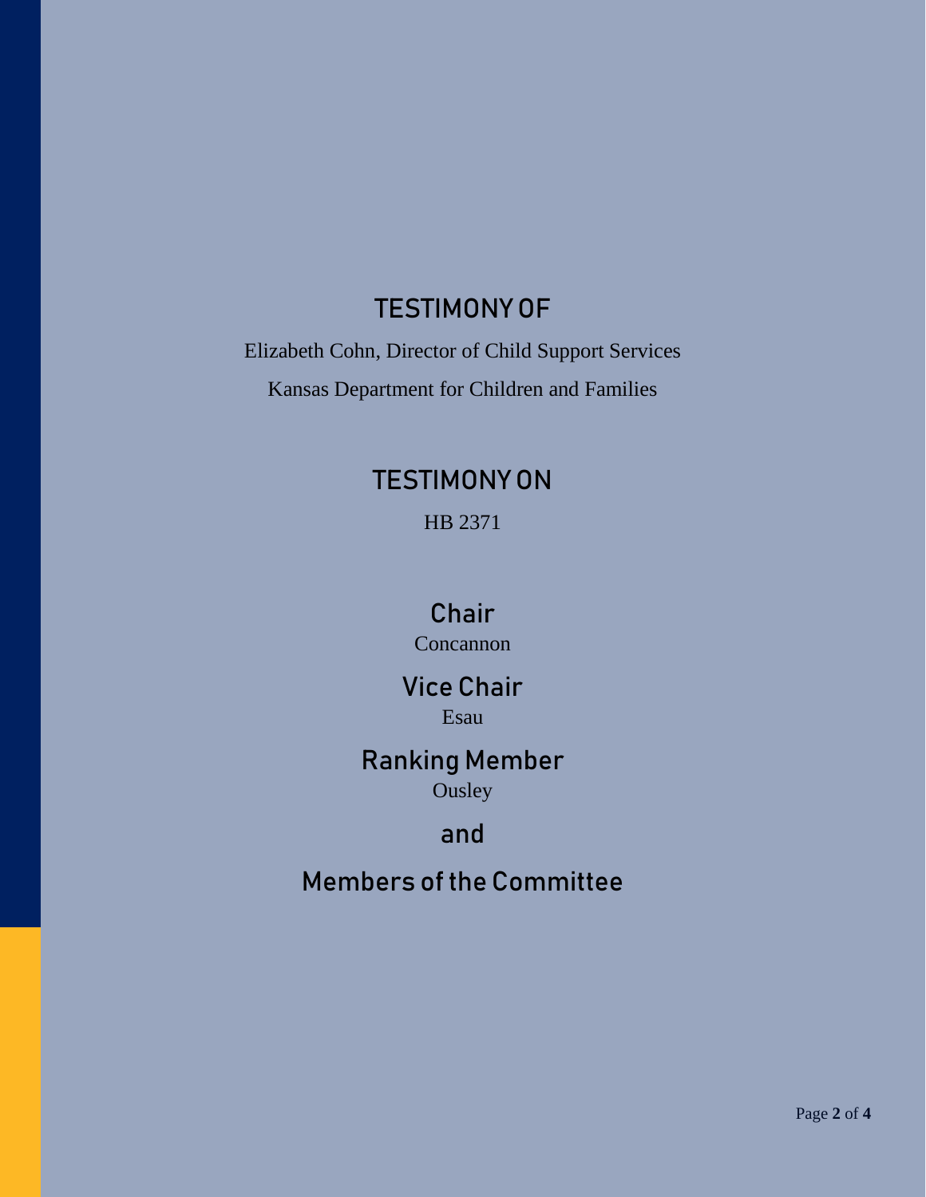## TESTIMONY OF

Elizabeth Cohn, Director of Child Support Services

Kansas Department for Children and Families

## TESTIMONY ON

HB 2371

### Chair

Concannon

### Vice Chair

Esau

### Ranking Member

Ousley

### and

### Members of the Committee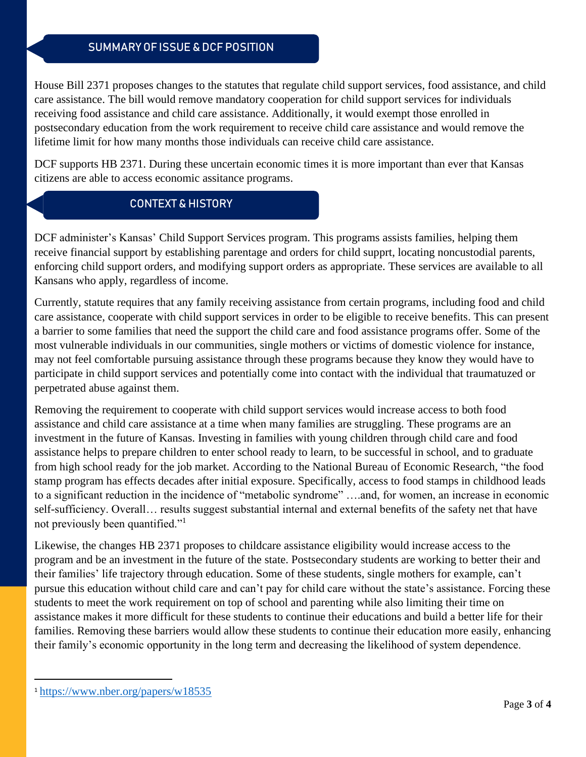## SUMMARY OF ISSUE & DCF POSITION

House Bill 2371 proposes changes to the statutes that regulate child support services, food assistance, and child care assistance. The bill would remove mandatory cooperation for child support services for individuals receiving food assistance and child care assistance. Additionally, it would exempt those enrolled in postsecondary education from the work requirement to receive child care assistance and would remove the lifetime limit for how many months those individuals can receive child care assistance.

DCF supports HB 2371. During these uncertain economic times it is more important than ever that Kansas citizens are able to access economic assitance programs.

## CONTEXT & HISTORY

DCF administer's Kansas' Child Support Services program. This programs assists families, helping them receive financial support by establishing parentage and orders for child supprt, locating noncustodial parents, enforcing child support orders, and modifying support orders as appropriate. These services are available to all Kansans who apply, regardless of income.

Currently, statute requires that any family receiving assistance from certain programs, including food and child care assistance, cooperate with child support services in order to be eligible to receive benefits. This can present a barrier to some families that need the support the child care and food assistance programs offer. Some of the most vulnerable individuals in our communities, single mothers or victims of domestic violence for instance, may not feel comfortable pursuing assistance through these programs because they know they would have to participate in child support services and potentially come into contact with the individual that traumatuzed or perpetrated abuse against them.

Removing the requirement to cooperate with child support services would increase access to both food assistance and child care assistance at a time when many families are struggling. These programs are an investment in the future of Kansas. Investing in families with young children through child care and food assistance helps to prepare children to enter school ready to learn, to be successful in school, and to graduate from high school ready for the job market. According to the National Bureau of Economic Research, "the food stamp program has effects decades after initial exposure. Specifically, access to food stamps in childhood leads to a significant reduction in the incidence of "metabolic syndrome" ….and, for women, an increase in economic self-sufficiency. Overall… results suggest substantial internal and external benefits of the safety net that have not previously been quantified."[1]

Likewise, the changes HB 2371 proposes to childcare assistance eligibility would increase access to the program and be an investment in the future of the state. Postsecondary students are working to better their and their families' life trajectory through education. Some of these students, single mothers for example, can't pursue this education without child care and can't pay for child care without the state's assistance. Forcing these students to meet the work requirement on top of school and parenting while also limiting their time on assistance makes it more difficult for these students to continue their educations and build a better life for their families. Removing these barriers would allow these students to continue their education more easily, enhancing their family's economic opportunity in the long term and decreasing the likelihood of system dependence.

---

[1] https://www.nber.org/papers/w18535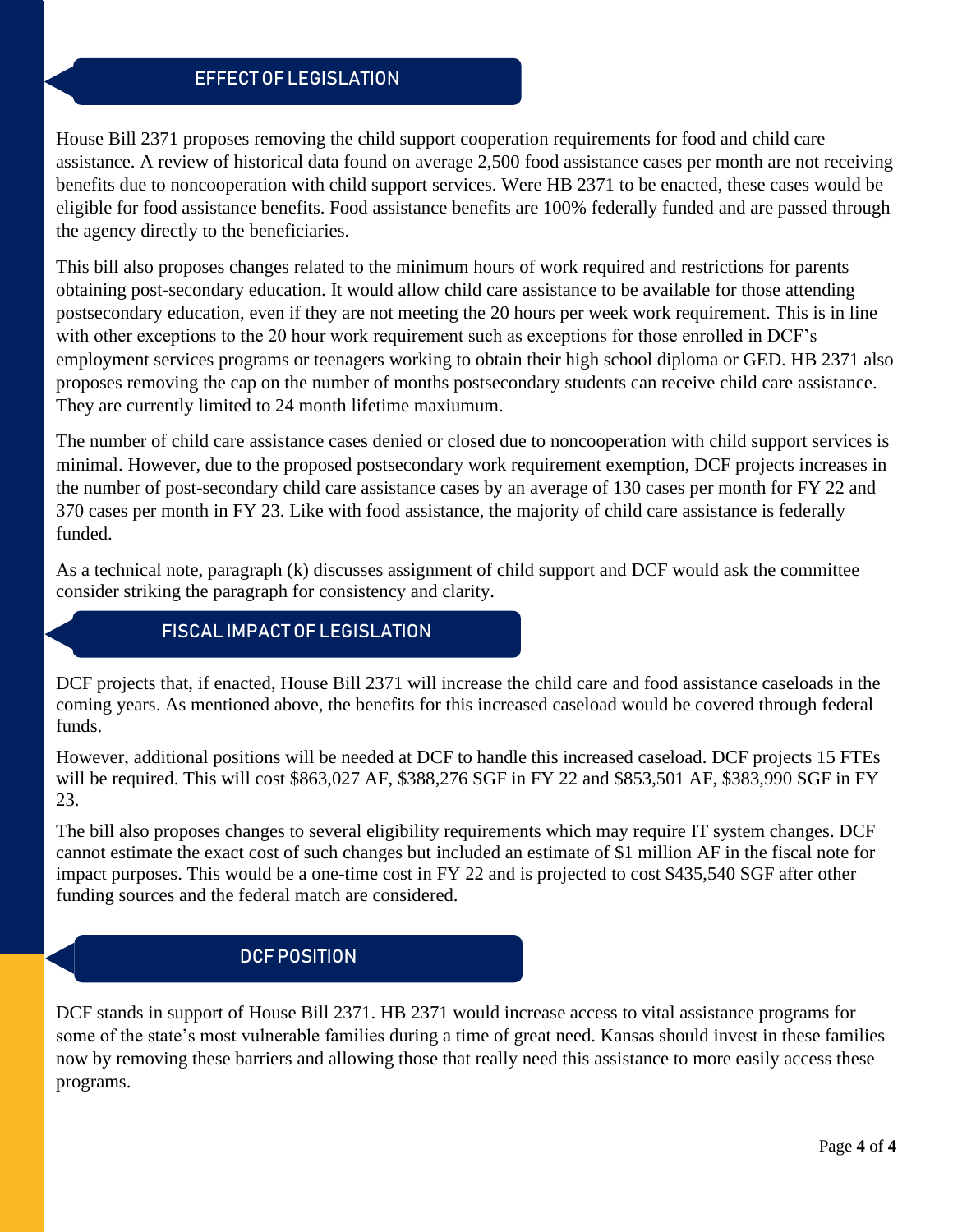## EFFECT OF LEGISLATION

House Bill 2371 proposes removing the child support cooperation requirements for food and child care assistance. A review of historical data found on average 2,500 food assistance cases per month are not receiving benefits due to noncooperation with child support services. Were HB 2371 to be enacted, these cases would be eligible for food assistance benefits. Food assistance benefits are 100% federally funded and are passed through the agency directly to the beneficiaries.

This bill also proposes changes related to the minimum hours of work required and restrictions for parents obtaining post-secondary education. It would allow child care assistance to be available for those attending postsecondary education, even if they are not meeting the 20 hours per week work requirement. This is in line with other exceptions to the 20 hour work requirement such as exceptions for those enrolled in DCF's employment services programs or teenagers working to obtain their high school diploma or GED. HB 2371 also proposes removing the cap on the number of months postsecondary students can receive child care assistance. They are currently limited to 24 month lifetime maxiumum.

The number of child care assistance cases denied or closed due to noncooperation with child support services is minimal. However, due to the proposed postsecondary work requirement exemption, DCF projects increases in the number of post-secondary child care assistance cases by an average of 130 cases per month for FY 22 and 370 cases per month in FY 23. Like with food assistance, the majority of child care assistance is federally funded.

As a technical note, paragraph (k) discusses assignment of child support and DCF would ask the committee consider striking the paragraph for consistency and clarity.

## FISCAL IMPACT OF LEGISLATION

DCF projects that, if enacted, House Bill 2371 will increase the child care and food assistance caseloads in the coming years. As mentioned above, the benefits for this increased caseload would be covered through federal funds.

However, additional positions will be needed at DCF to handle this increased caseload. DCF projects 15 FTEs will be required. This will cost $863,027 AF, $388,276 SGF in FY 22 and $853,501 AF, $383,990 SGF in FY 23.

The bill also proposes changes to several eligibility requirements which may require IT system changes. DCF cannot estimate the exact cost of such changes but included an estimate of $1 million AF in the fiscal note for impact purposes. This would be a one-time cost in FY 22 and is projected to cost $435,540 SGF after other funding sources and the federal match are considered.

## DCF POSITION

DCF stands in support of House Bill 2371. HB 2371 would increase access to vital assistance programs for some of the state's most vulnerable families during a time of great need. Kansas should invest in these families now by removing these barriers and allowing those that really need this assistance to more easily access these programs.